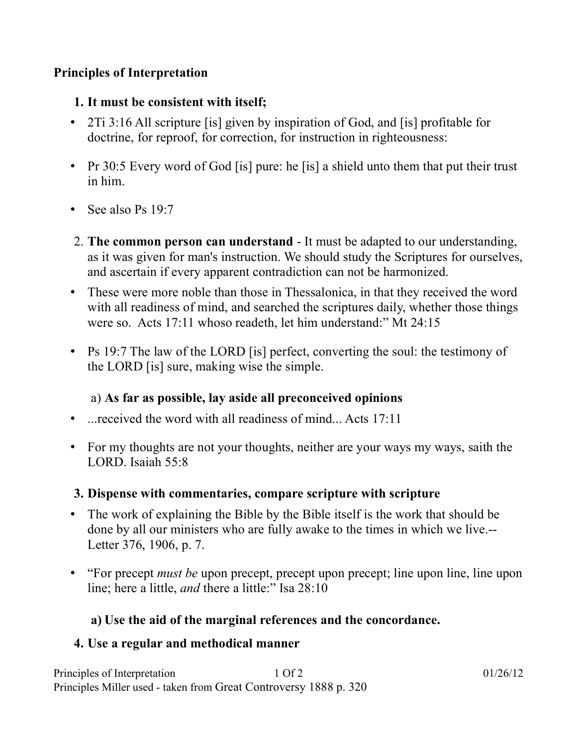**Principles of Interpretation**

**1. It must be consistent with itself;**

- 2Ti 3:16 All scripture [is] given by inspiration of God, and [is] profitable for doctrine, for reproof, for correction, for instruction in righteousness:
- Pr 30:5 Every word of God [is] pure: he [is] a shield unto them that put their trust in him.
- See also Ps 19:7

2. **The common person can understand** - It must be adapted to our understanding, as it was given for man's instruction. We should study the Scriptures for ourselves, and ascertain if every apparent contradiction can not be harmonized.

- These were more noble than those in Thessalonica, in that they received the word with all readiness of mind, and searched the scriptures daily, whether those things were so. Acts 17:11 whoso readeth, let him understand:" Mt 24:15
- Ps 19:7 The law of the LORD [is] perfect, converting the soul: the testimony of the LORD [is] sure, making wise the simple.

a) **As far as possible, lay aside all preconceived opinions**

- ...received the word with all readiness of mind... Acts 17:11
- For my thoughts are not your thoughts, neither are your ways my ways, saith the LORD. Isaiah 55:8

**3. Dispense with commentaries, compare scripture with scripture**

- The work of explaining the Bible by the Bible itself is the work that should be done by all our ministers who are fully awake to the times in which we live.--Letter 376, 1906, p. 7.
- "For precept *must be* upon precept, precept upon precept; line upon line, line upon line; here a little, *and* there a little:" Isa 28:10

**a) Use the aid of the marginal references and the concordance.**

**4. Use a regular and methodical manner**

Principles Miller used - taken from Great Controversy 1888 p. 320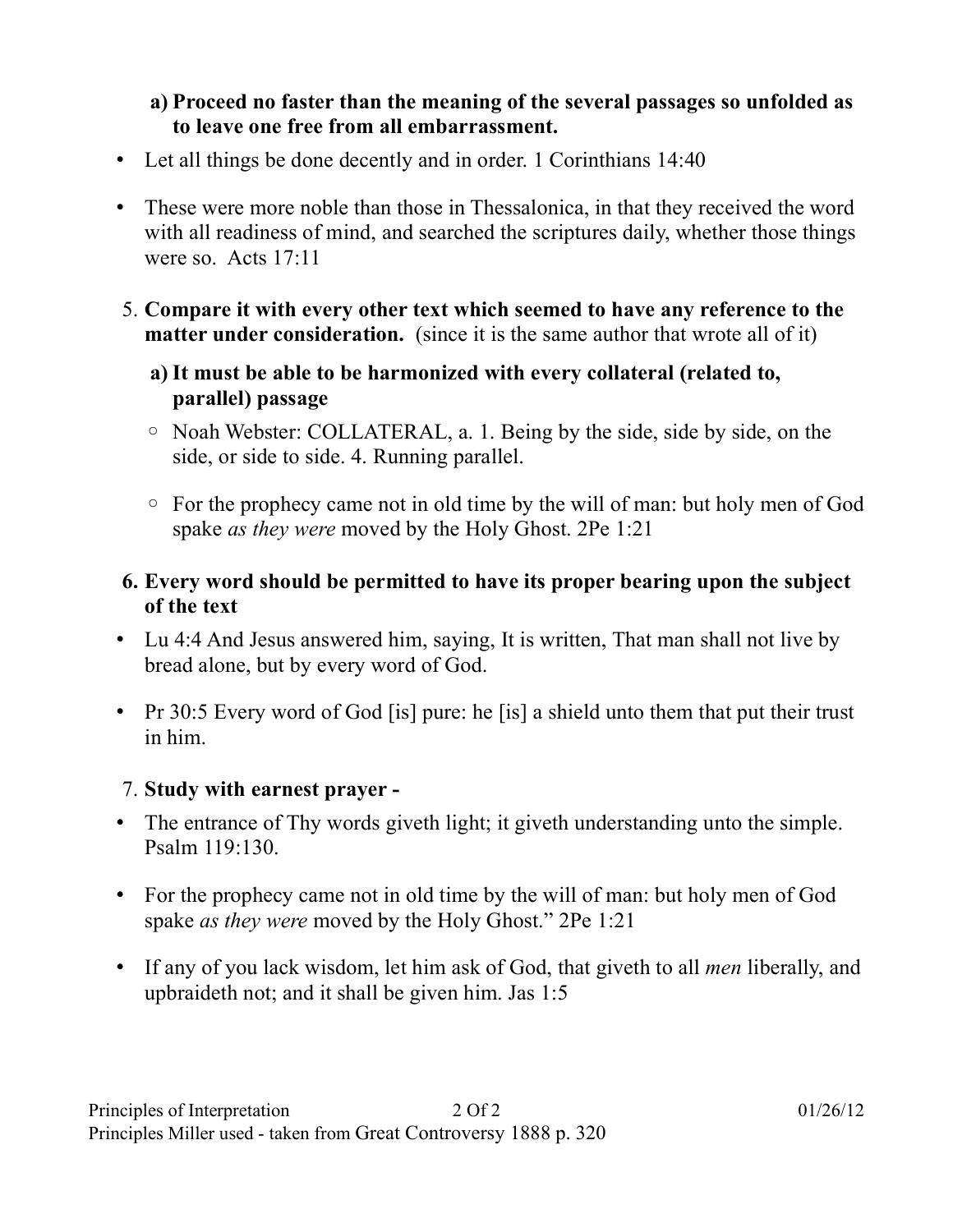a) **Proceed no faster than the meaning of the several passages so unfolded as to leave one free from all embarrassment.**

- Let all things be done decently and in order. 1 Corinthians 14:40
- These were more noble than those in Thessalonica, in that they received the word with all readiness of mind, and searched the scriptures daily, whether those things were so. Acts 17:11

5. **Compare it with every other text which seemed to have any reference to the matter under consideration.** (since it is the same author that wrote all of it)

   a) **It must be able to be harmonized with every collateral (related to, parallel) passage**

   - Noah Webster: COLLATERAL, a. 1. Being by the side, side by side, on the side, or side to side. 4. Running parallel.
   - For the prophecy came not in old time by the will of man: but holy men of God spake *as they were* moved by the Holy Ghost. 2Pe 1:21

6. **Every word should be permitted to have its proper bearing upon the subject of the text**

- Lu 4:4 And Jesus answered him, saying, It is written, That man shall not live by bread alone, but by every word of God.
- Pr 30:5 Every word of God [is] pure: he [is] a shield unto them that put their trust in him.

7. **Study with earnest prayer -**

- The entrance of Thy words giveth light; it giveth understanding unto the simple. Psalm 119:130.
- For the prophecy came not in old time by the will of man: but holy men of God spake *as they were* moved by the Holy Ghost." 2Pe 1:21
- If any of you lack wisdom, let him ask of God, that giveth to all *men* liberally, and upbraideth not; and it shall be given him. Jas 1:5

Principles Miller used - taken from Great Controversy 1888 p. 320